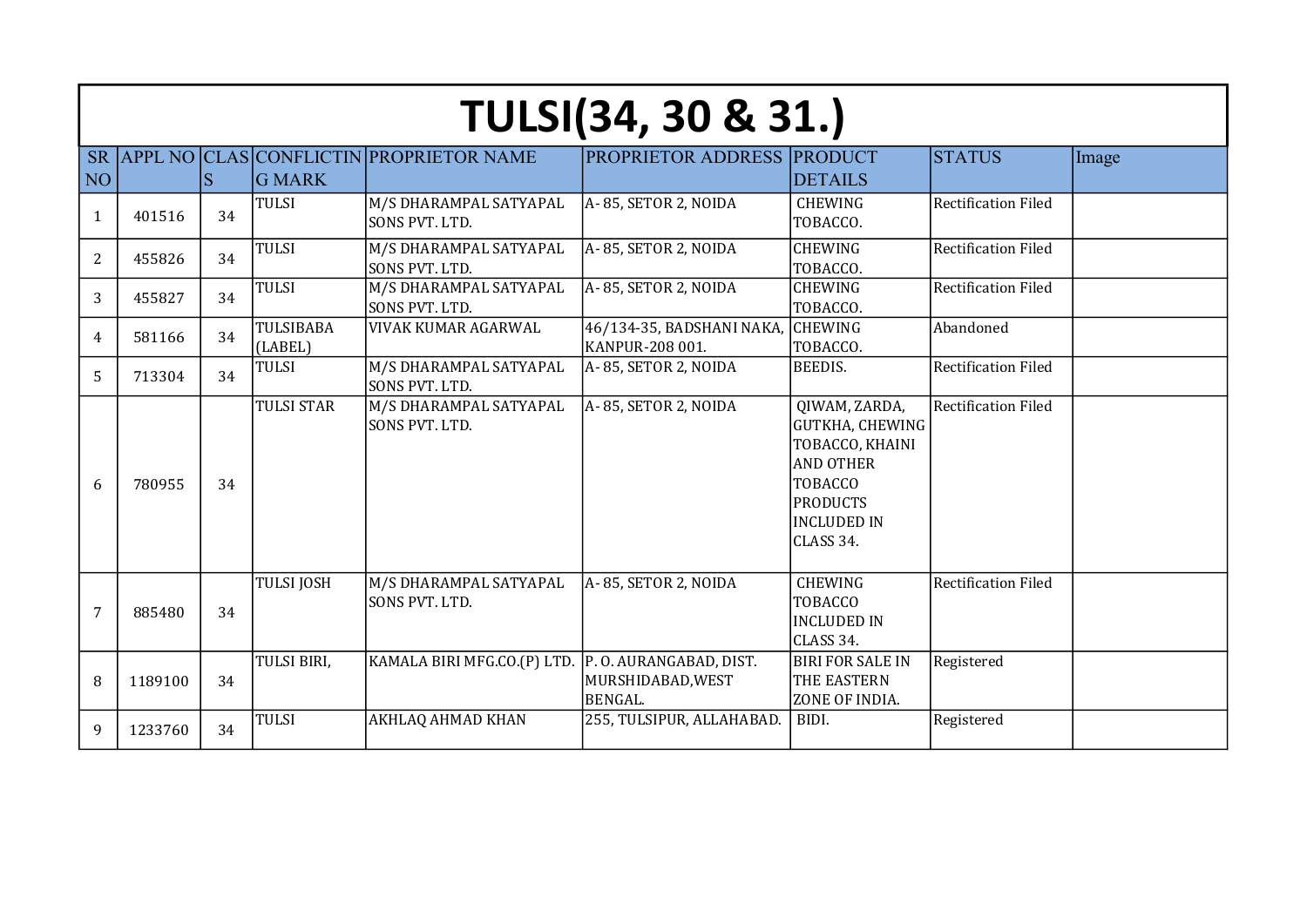# TULSI(34, 30 & 31.)

| SR NO | APPL NO | CLASS | CONFLICTING MARK | PROPRIETOR NAME | PROPRIETOR ADDRESS | PRODUCT DETAILS | STATUS | Image |
|---|---|---|---|---|---|---|---|---|
| 1 | 401516 | 34 | TULSI | M/S DHARAMPAL SATYAPAL SONS PVT. LTD. | A- 85, SETOR 2, NOIDA | CHEWING TOBACCO. | Rectification Filed | |
| 2 | 455826 | 34 | TULSI | M/S DHARAMPAL SATYAPAL SONS PVT. LTD. | A- 85, SETOR 2, NOIDA | CHEWING TOBACCO. | Rectification Filed | |
| 3 | 455827 | 34 | TULSI | M/S DHARAMPAL SATYAPAL SONS PVT. LTD. | A- 85, SETOR 2, NOIDA | CHEWING TOBACCO. | Rectification Filed | |
| 4 | 581166 | 34 | TULSIBABA (LABEL) | VIVAK KUMAR AGARWAL | 46/134-35, BADSHANI NAKA, KANPUR-208 001. | CHEWING TOBACCO. | Abandoned | |
| 5 | 713304 | 34 | TULSI | M/S DHARAMPAL SATYAPAL SONS PVT. LTD. | A- 85, SETOR 2, NOIDA | BEEDIS. | Rectification Filed | |
| 6 | 780955 | 34 | TULSI STAR | M/S DHARAMPAL SATYAPAL SONS PVT. LTD. | A- 85, SETOR 2, NOIDA | QIWAM, ZARDA, GUTKHA, CHEWING TOBACCO, KHAINI AND OTHER TOBACCO PRODUCTS INCLUDED IN CLASS 34. | Rectification Filed | |
| 7 | 885480 | 34 | TULSI JOSH | M/S DHARAMPAL SATYAPAL SONS PVT. LTD. | A- 85, SETOR 2, NOIDA | CHEWING TOBACCO INCLUDED IN CLASS 34. | Rectification Filed | |
| 8 | 1189100 | 34 | TULSI BIRI, | KAMALA BIRI MFG.CO.(P) LTD. | P. O. AURANGABAD, DIST. MURSHIDABAD,WEST BENGAL. | BIRI FOR SALE IN THE EASTERN ZONE OF INDIA. | Registered | |
| 9 | 1233760 | 34 | TULSI | AKHLAQ AHMAD KHAN | 255, TULSIPUR, ALLAHABAD. | BIDI. | Registered | |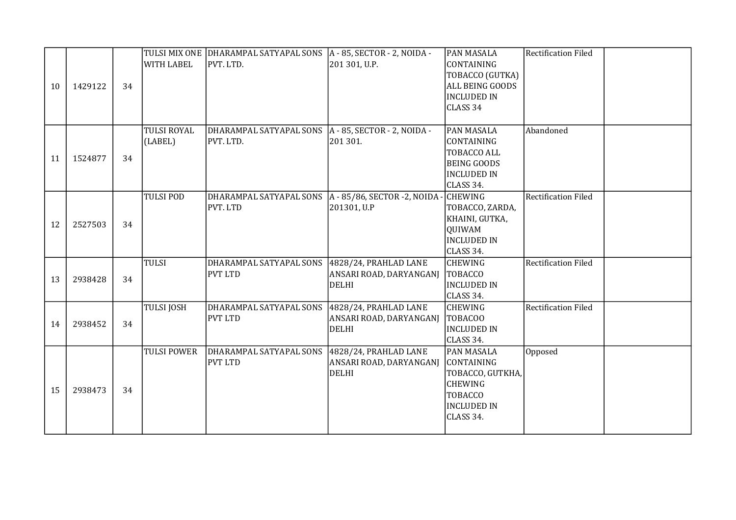| | | | | | | | | |
|---|---|---|---|---|---|---|---|---|
| 10 | 1429122 | 34 | TULSI MIX ONE WITH LABEL | DHARAMPAL SATYAPAL SONS PVT. LTD. | A - 85, SECTOR - 2, NOIDA - 201 301, U.P. | PAN MASALA CONTAINING TOBACCO (GUTKA) ALL BEING GOODS INCLUDED IN CLASS 34 | Rectification Filed | |
| 11 | 1524877 | 34 | TULSI ROYAL (LABEL) | DHARAMPAL SATYAPAL SONS PVT. LTD. | A - 85, SECTOR - 2, NOIDA - 201 301. | PAN MASALA CONTAINING TOBACCO ALL BEING GOODS INCLUDED IN CLASS 34. | Abandoned | |
| 12 | 2527503 | 34 | TULSI POD | DHARAMPAL SATYAPAL SONS PVT. LTD | A - 85/86, SECTOR -2, NOIDA - 201301, U.P | CHEWING TOBACCO, ZARDA, KHAINI, GUTKA, QUIWAM INCLUDED IN CLASS 34. | Rectification Filed | |
| 13 | 2938428 | 34 | TULSI | DHARAMPAL SATYAPAL SONS PVT LTD | 4828/24, PRAHLAD LANE ANSARI ROAD, DARYANGANJ DELHI | CHEWING TOBACCO INCLUDED IN CLASS 34. | Rectification Filed | |
| 14 | 2938452 | 34 | TULSI JOSH | DHARAMPAL SATYAPAL SONS PVT LTD | 4828/24, PRAHLAD LANE ANSARI ROAD, DARYANGANJ DELHI | CHEWING TOBACOO INCLUDED IN CLASS 34. | Rectification Filed | |
| 15 | 2938473 | 34 | TULSI POWER | DHARAMPAL SATYAPAL SONS PVT LTD | 4828/24, PRAHLAD LANE ANSARI ROAD, DARYANGANJ DELHI | PAN MASALA CONTAINING TOBACCO, GUTKHA, CHEWING TOBACCO INCLUDED IN CLASS 34. | Opposed | |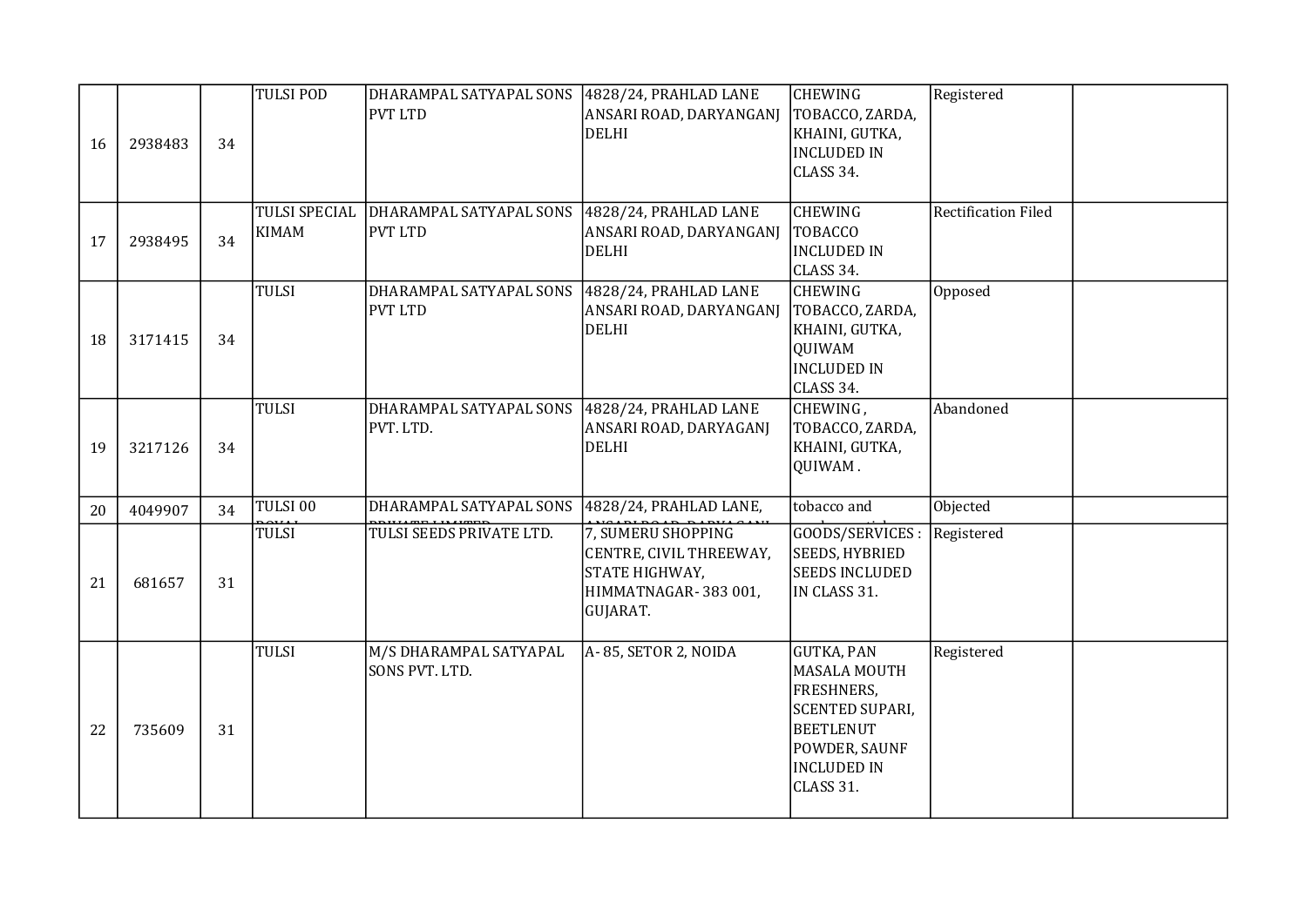| | | | | | | | | |
|---|---|---|---|---|---|---|---|---|
| 16 | 2938483 | 34 | TULSI POD | DHARAMPAL SATYAPAL SONS PVT LTD | 4828/24, PRAHLAD LANE ANSARI ROAD, DARYANGANJ DELHI | CHEWING TOBACCO, ZARDA, KHAINI, GUTKA, INCLUDED IN CLASS 34. | Registered | |
| 17 | 2938495 | 34 | TULSI SPECIAL KIMAM | DHARAMPAL SATYAPAL SONS PVT LTD | 4828/24, PRAHLAD LANE ANSARI ROAD, DARYANGANJ DELHI | CHEWING TOBACCO INCLUDED IN CLASS 34. | Rectification Filed | |
| 18 | 3171415 | 34 | TULSI | DHARAMPAL SATYAPAL SONS PVT LTD | 4828/24, PRAHLAD LANE ANSARI ROAD, DARYANGANJ DELHI | CHEWING TOBACCO, ZARDA, KHAINI, GUTKA, QUIWAM INCLUDED IN CLASS 34. | Opposed | |
| 19 | 3217126 | 34 | TULSI | DHARAMPAL SATYAPAL SONS PVT. LTD. | 4828/24, PRAHLAD LANE ANSARI ROAD, DARYAGANJ DELHI | CHEWING , TOBACCO, ZARDA, KHAINI, GUTKA, QUIWAM . | Abandoned | |
| 20 | 4049907 | 34 | TULSI 00 ROYAL | DHARAMPAL SATYAPAL SONS PRIVATE LIMITED | 4828/24, PRAHLAD LANE, ANSARI ROAD, DARYAGANJ | tobacco and | Objected | |
| 21 | 681657 | 31 | TULSI | TULSI SEEDS PRIVATE LTD. | 7, SUMERU SHOPPING CENTRE, CIVIL THREEWAY, STATE HIGHWAY, HIMMATNAGAR- 383 001, GUJARAT. | GOODS/SERVICES : SEEDS, HYBRIED SEEDS INCLUDED IN CLASS 31. | Registered | |
| 22 | 735609 | 31 | TULSI | M/S DHARAMPAL SATYAPAL SONS PVT. LTD. | A- 85, SETOR 2, NOIDA | GUTKA, PAN MASALA MOUTH FRESHNERS, SCENTED SUPARI, BEETLENUT POWDER, SAUNF INCLUDED IN CLASS 31. | Registered | |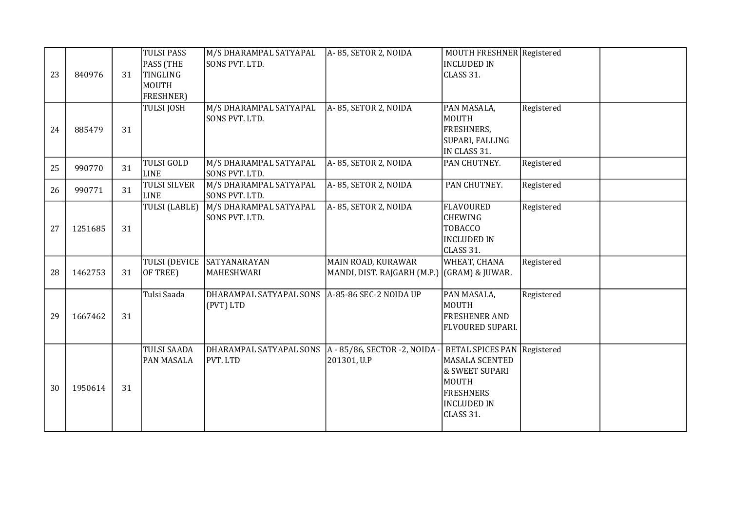| 23 | 840976 | 31 | TULSI PASS PASS (THE TINGLING MOUTH FRESHNER) | M/S DHARAMPAL SATYAPAL SONS PVT. LTD. | A- 85, SETOR 2, NOIDA | MOUTH FRESHNER INCLUDED IN CLASS 31. | Registered | |
|---|---|---|---|---|---|---|---|---|
| 24 | 885479 | 31 | TULSI JOSH | M/S DHARAMPAL SATYAPAL SONS PVT. LTD. | A- 85, SETOR 2, NOIDA | PAN MASALA, MOUTH FRESHNERS, SUPARI, FALLING IN CLASS 31. | Registered | |
| 25 | 990770 | 31 | TULSI GOLD LINE | M/S DHARAMPAL SATYAPAL SONS PVT. LTD. | A- 85, SETOR 2, NOIDA | PAN CHUTNEY. | Registered | |
| 26 | 990771 | 31 | TULSI SILVER LINE | M/S DHARAMPAL SATYAPAL SONS PVT. LTD. | A- 85, SETOR 2, NOIDA | PAN CHUTNEY. | Registered | |
| 27 | 1251685 | 31 | TULSI (LABLE) | M/S DHARAMPAL SATYAPAL SONS PVT. LTD. | A- 85, SETOR 2, NOIDA | FLAVOURED CHEWING TOBACCO INCLUDED IN CLASS 31. | Registered | |
| 28 | 1462753 | 31 | TULSI (DEVICE OF TREE) | SATYANARAYAN MAHESHWARI | MAIN ROAD, KURAWAR MANDI, DIST. RAJGARH (M.P.) | WHEAT, CHANA (GRAM) & JUWAR. | Registered | |
| 29 | 1667462 | 31 | Tulsi Saada | DHARAMPAL SATYAPAL SONS (PVT) LTD | A-85-86 SEC-2 NOIDA UP | PAN MASALA, MOUTH FRESHENER AND FLVOURED SUPARI. | Registered | |
| 30 | 1950614 | 31 | TULSI SAADA PAN MASALA | DHARAMPAL SATYAPAL SONS PVT. LTD | A - 85/86, SECTOR -2, NOIDA - 201301, U.P | BETAL SPICES PAN MASALA SCENTED & SWEET SUPARI MOUTH FRESHNERS INCLUDED IN CLASS 31. | Registered | |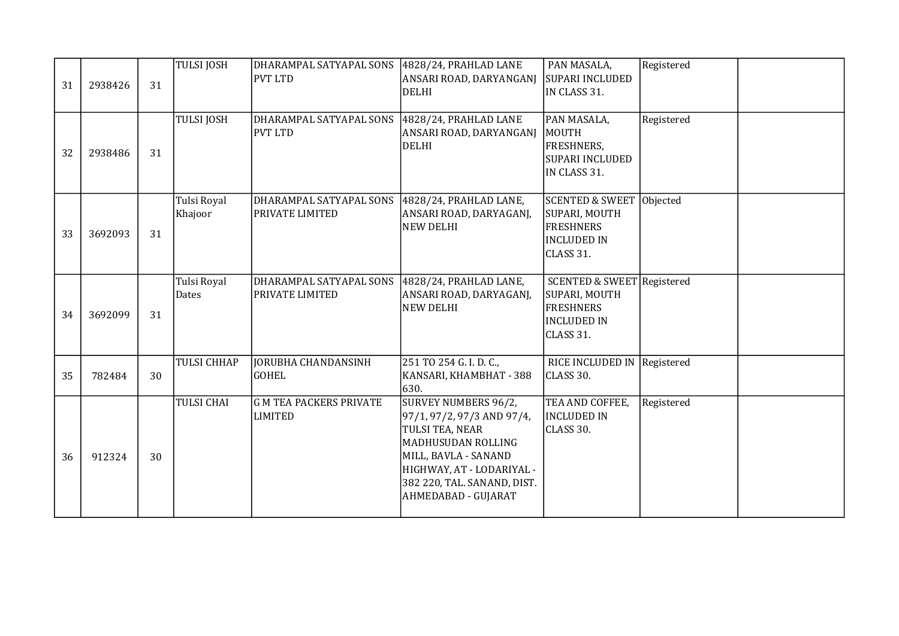|  |  |  |  |  |  |  |  |  |
|---|---|---|---|---|---|---|---|---|
| 31 | 2938426 | 31 | TULSI JOSH | DHARAMPAL SATYAPAL SONS PVT LTD | 4828/24, PRAHLAD LANE ANSARI ROAD, DARYANGANJ DELHI | PAN MASALA, SUPARI INCLUDED IN CLASS 31. | Registered | |
| 32 | 2938486 | 31 | TULSI JOSH | DHARAMPAL SATYAPAL SONS PVT LTD | 4828/24, PRAHLAD LANE ANSARI ROAD, DARYANGANJ DELHI | PAN MASALA, MOUTH FRESHNERS, SUPARI INCLUDED IN CLASS 31. | Registered | |
| 33 | 3692093 | 31 | Tulsi Royal Khajoor | DHARAMPAL SATYAPAL SONS PRIVATE LIMITED | 4828/24, PRAHLAD LANE, ANSARI ROAD, DARYAGANJ, NEW DELHI | SCENTED & SWEET SUPARI, MOUTH FRESHNERS INCLUDED IN CLASS 31. | Objected | |
| 34 | 3692099 | 31 | Tulsi Royal Dates | DHARAMPAL SATYAPAL SONS PRIVATE LIMITED | 4828/24, PRAHLAD LANE, ANSARI ROAD, DARYAGANJ, NEW DELHI | SCENTED & SWEET SUPARI, MOUTH FRESHNERS INCLUDED IN CLASS 31. | Registered | |
| 35 | 782484 | 30 | TULSI CHHAP | JORUBHA CHANDANSINH GOHEL | 251 TO 254 G. I. D. C., KANSARI, KHAMBHAT - 388 630. | RICE INCLUDED IN CLASS 30. | Registered | |
| 36 | 912324 | 30 | TULSI CHAI | G M TEA PACKERS PRIVATE LIMITED | SURVEY NUMBERS 96/2, 97/1, 97/2, 97/3 AND 97/4, TULSI TEA, NEAR MADHUSUDAN ROLLING MILL, BAVLA - SANAND HIGHWAY, AT - LODARIYAL - 382 220, TAL. SANAND, DIST. AHMEDABAD - GUJARAT | TEA AND COFFEE, INCLUDED IN CLASS 30. | Registered | |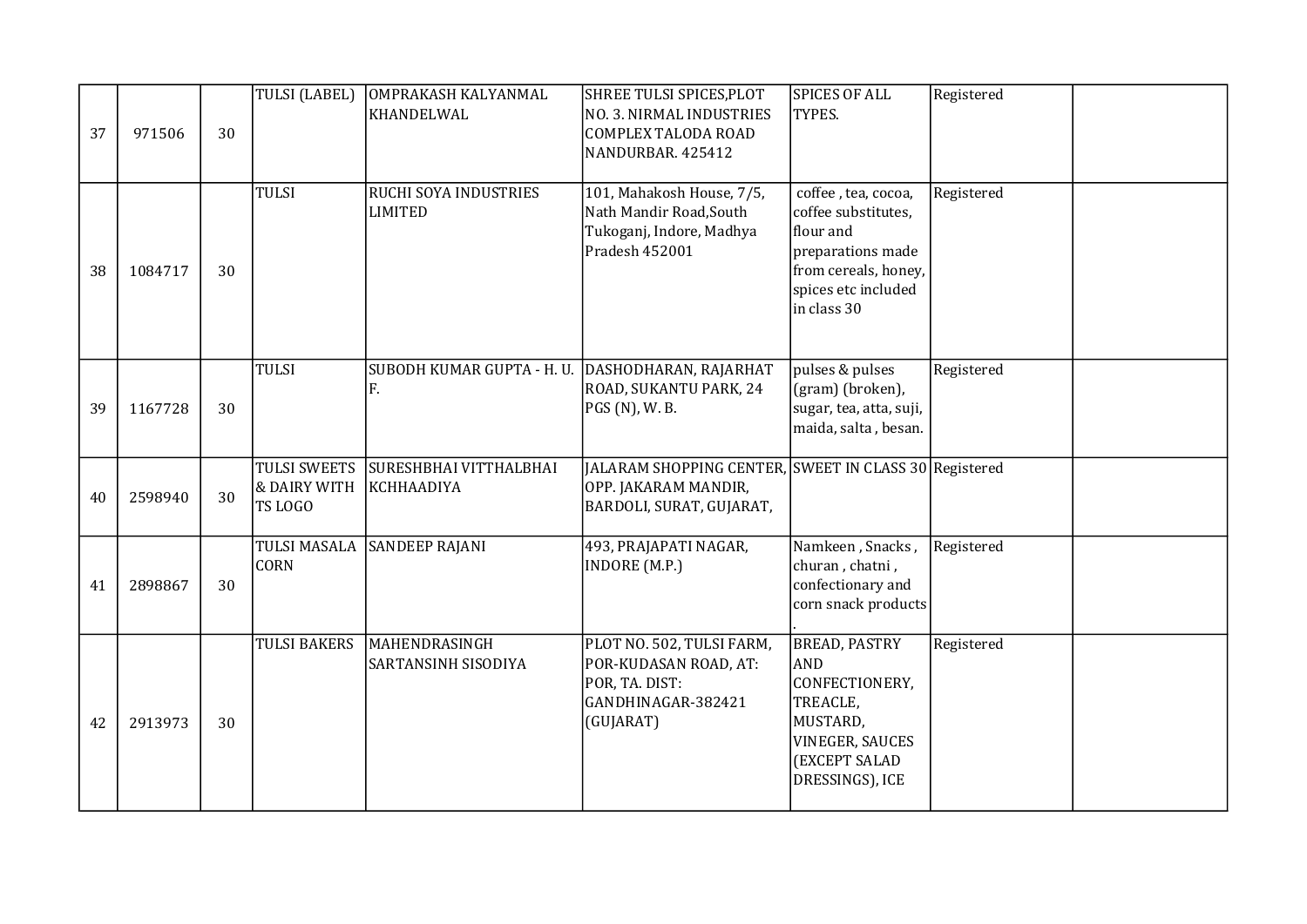| | | | | | | | | |
|---|---|---|---|---|---|---|---|---|
| 37 | 971506 | 30 | TULSI (LABEL) | OMPRAKASH KALYANMAL KHANDELWAL | SHREE TULSI SPICES,PLOT NO. 3. NIRMAL INDUSTRIES COMPLEX TALODA ROAD NANDURBAR. 425412 | SPICES OF ALL TYPES. | Registered | |
| 38 | 1084717 | 30 | TULSI | RUCHI SOYA INDUSTRIES LIMITED | 101, Mahakosh House, 7/5, Nath Mandir Road,South Tukoganj, Indore, Madhya Pradesh 452001 | coffee , tea, cocoa, coffee substitutes, flour and preparations made from cereals, honey, spices etc included in class 30 | Registered | |
| 39 | 1167728 | 30 | TULSI | SUBODH KUMAR GUPTA - H. U. F. | DASHODHARAN, RAJARHAT ROAD, SUKANTU PARK, 24 PGS (N), W. B. | pulses & pulses (gram) (broken), sugar, tea, atta, suji, maida, salta , besan. | Registered | |
| 40 | 2598940 | 30 | TULSI SWEETS & DAIRY WITH TS LOGO | SURESHBHAI VITTHALBHAI KCHHAADIYA | JALARAM SHOPPING CENTER, OPP. JAKARAM MANDIR, BARDOLI, SURAT, GUJARAT, | SWEET IN CLASS 30 | Registered | |
| 41 | 2898867 | 30 | TULSI MASALA CORN | SANDEEP RAJANI | 493, PRAJAPATI NAGAR, INDORE (M.P.) | Namkeen , Snacks , churan , chatni , confectionary and corn snack products . | Registered | |
| 42 | 2913973 | 30 | TULSI BAKERS | MAHENDRASINGH SARTANSINH SISODIYA | PLOT NO. 502, TULSI FARM, POR-KUDASAN ROAD, AT: POR, TA. DIST: GANDHINAGAR-382421 (GUJARAT) | BREAD, PASTRY AND CONFECTIONERY, TREACLE, MUSTARD, VINEGER, SAUCES (EXCEPT SALAD DRESSINGS), ICE | Registered | |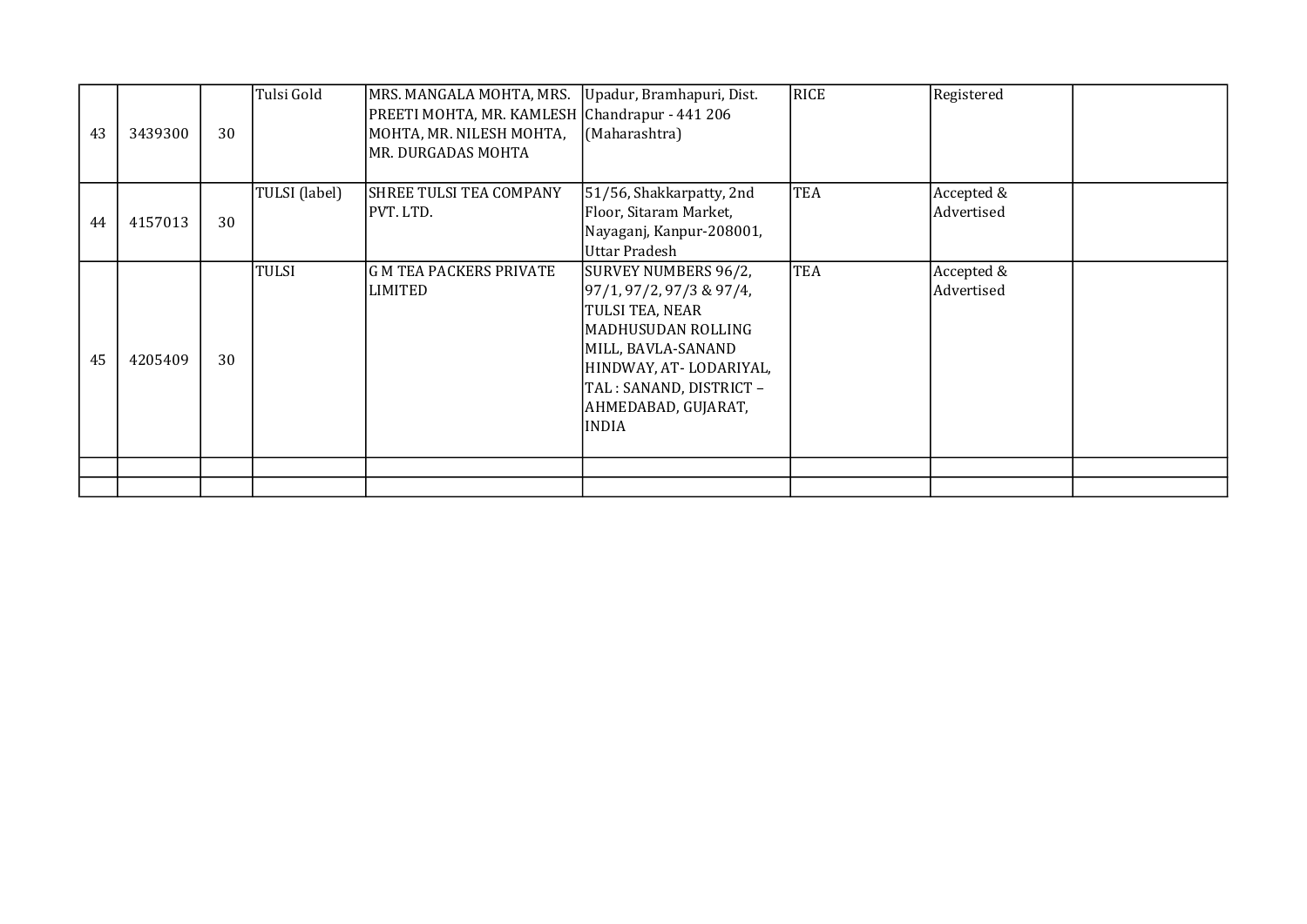| | | | | | | | | |
|---|---|---|---|---|---|---|---|---|
| 43 | 3439300 | 30 | Tulsi Gold | MRS. MANGALA MOHTA, MRS. PREETI MOHTA, MR. KAMLESH MOHTA, MR. NILESH MOHTA, MR. DURGADAS MOHTA | Upadur, Bramhapuri, Dist. Chandrapur - 441 206 (Maharashtra) | RICE | Registered | |
| 44 | 4157013 | 30 | TULSI (label) | SHREE TULSI TEA COMPANY PVT. LTD. | 51/56, Shakkarpatty, 2nd Floor, Sitaram Market, Nayaganj, Kanpur-208001, Uttar Pradesh | TEA | Accepted & Advertised | |
| 45 | 4205409 | 30 | TULSI | G M TEA PACKERS PRIVATE LIMITED | SURVEY NUMBERS 96/2, 97/1, 97/2, 97/3 & 97/4, TULSI TEA, NEAR MADHUSUDAN ROLLING MILL, BAVLA-SANAND HINDWAY, AT- LODARIYAL, TAL : SANAND, DISTRICT – AHMEDABAD, GUJARAT, INDIA | TEA | Accepted & Advertised | |
| | | | | | | | | |
| | | | | | | | | |